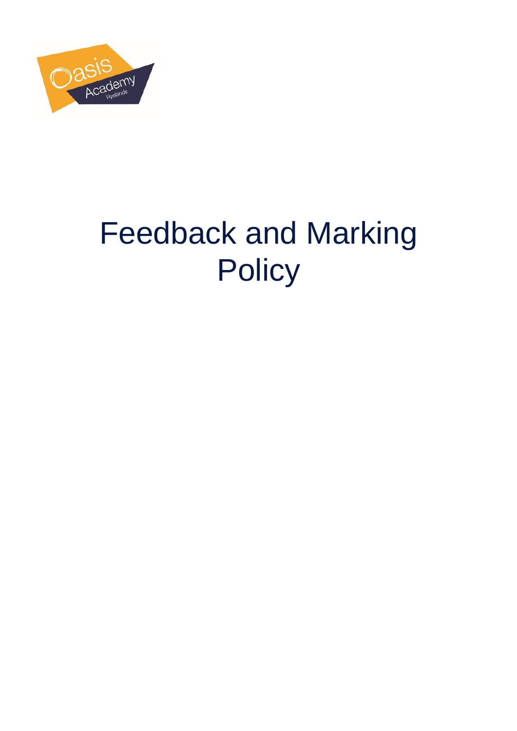# Feedback and Marking Policy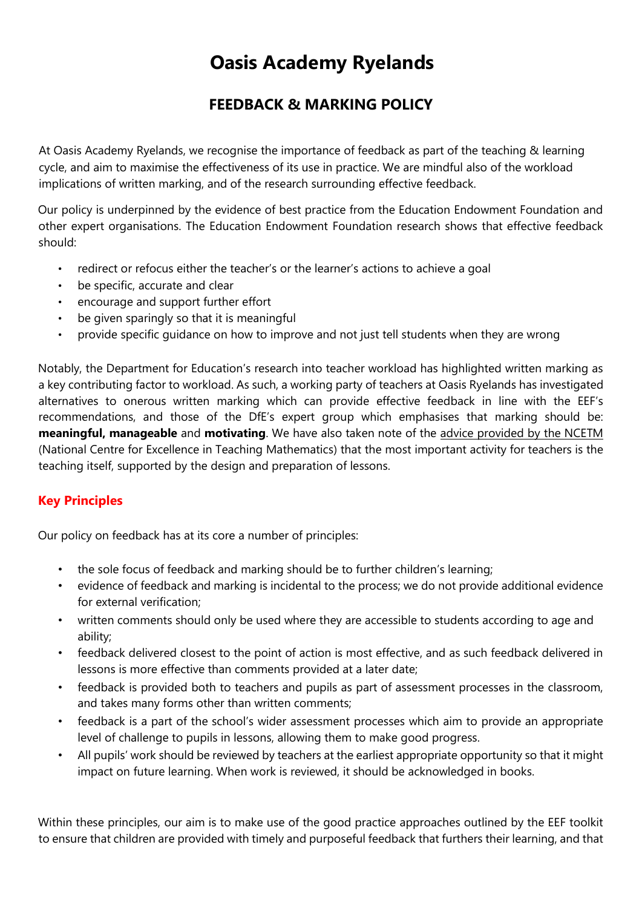# Oasis Academy Ryelands

## FEEDBACK & MARKING POLICY

At Oasis Academy Ryelands, we recognise the importance of feedback as part of the teaching & learning cycle, and aim to maximise the effectiveness of its use in practice. We are mindful also of the workload implications of written marking, and of the research surrounding effective feedback.

Our policy is underpinned by the evidence of best practice from the Education Endowment Foundation and other expert organisations. The Education Endowment Foundation research shows that effective feedback should:

- redirect or refocus either the teacher's or the learner's actions to achieve a goal
- be specific, accurate and clear
- encourage and support further effort
- be given sparingly so that it is meaningful
- provide specific guidance on how to improve and not just tell students when they are wrong

Notably, the Department for Education's research into teacher workload has highlighted written marking as a key contributing factor to workload. As such, a working party of teachers at Oasis Ryelands has investigated alternatives to onerous written marking which can provide effective feedback in line with the EEF's recommendations, and those of the DfE's expert group which emphasises that marking should be: **meaningful, manageable** and **motivating**. We have also taken note of the advice provided by the NCETM (National Centre for Excellence in Teaching Mathematics) that the most important activity for teachers is the teaching itself, supported by the design and preparation of lessons.

### Key Principles

Our policy on feedback has at its core a number of principles:

- the sole focus of feedback and marking should be to further children's learning;
- evidence of feedback and marking is incidental to the process; we do not provide additional evidence for external verification;
- written comments should only be used where they are accessible to students according to age and ability;
- feedback delivered closest to the point of action is most effective, and as such feedback delivered in lessons is more effective than comments provided at a later date;
- feedback is provided both to teachers and pupils as part of assessment processes in the classroom, and takes many forms other than written comments;
- feedback is a part of the school's wider assessment processes which aim to provide an appropriate level of challenge to pupils in lessons, allowing them to make good progress.
- All pupils' work should be reviewed by teachers at the earliest appropriate opportunity so that it might impact on future learning. When work is reviewed, it should be acknowledged in books.

Within these principles, our aim is to make use of the good practice approaches outlined by the EEF toolkit to ensure that children are provided with timely and purposeful feedback that furthers their learning, and that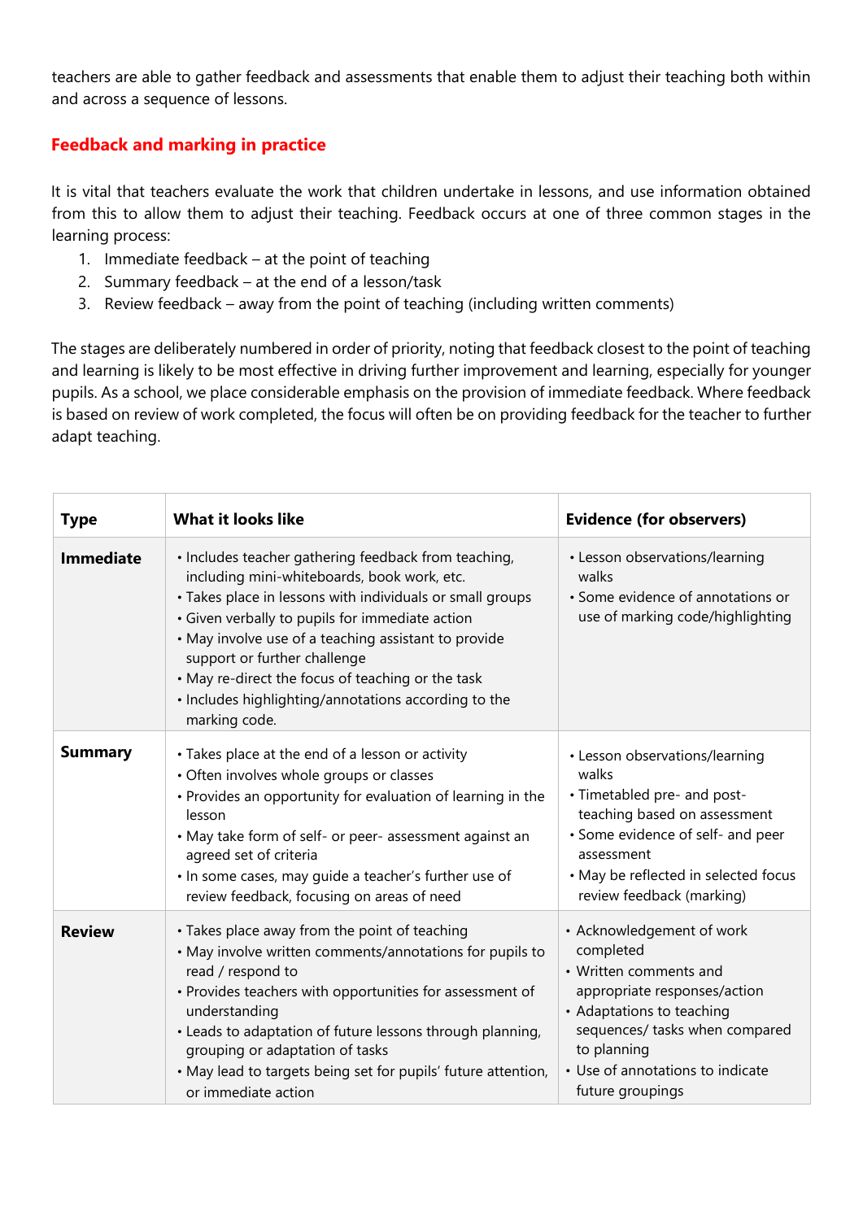teachers are able to gather feedback and assessments that enable them to adjust their teaching both within and across a sequence of lessons.

## Feedback and marking in practice

It is vital that teachers evaluate the work that children undertake in lessons, and use information obtained from this to allow them to adjust their teaching. Feedback occurs at one of three common stages in the learning process:

1. Immediate feedback – at the point of teaching
2. Summary feedback – at the end of a lesson/task
3. Review feedback – away from the point of teaching (including written comments)

The stages are deliberately numbered in order of priority, noting that feedback closest to the point of teaching and learning is likely to be most effective in driving further improvement and learning, especially for younger pupils. As a school, we place considerable emphasis on the provision of immediate feedback. Where feedback is based on review of work completed, the focus will often be on providing feedback for the teacher to further adapt teaching.

| Type | What it looks like | Evidence (for observers) |
|---|---|---|
| **Immediate** | • Includes teacher gathering feedback from teaching, including mini-whiteboards, book work, etc.<br>• Takes place in lessons with individuals or small groups<br>• Given verbally to pupils for immediate action<br>• May involve use of a teaching assistant to provide support or further challenge<br>• May re-direct the focus of teaching or the task<br>• Includes highlighting/annotations according to the marking code. | • Lesson observations/learning walks<br>• Some evidence of annotations or use of marking code/highlighting |
| **Summary** | • Takes place at the end of a lesson or activity<br>• Often involves whole groups or classes<br>• Provides an opportunity for evaluation of learning in the lesson<br>• May take form of self- or peer- assessment against an agreed set of criteria<br>• In some cases, may guide a teacher's further use of review feedback, focusing on areas of need | • Lesson observations/learning walks<br>• Timetabled pre- and post-teaching based on assessment<br>• Some evidence of self- and peer assessment<br>• May be reflected in selected focus review feedback (marking) |
| **Review** | • Takes place away from the point of teaching<br>• May involve written comments/annotations for pupils to read / respond to<br>• Provides teachers with opportunities for assessment of understanding<br>• Leads to adaptation of future lessons through planning, grouping or adaptation of tasks<br>• May lead to targets being set for pupils' future attention, or immediate action | • Acknowledgement of work completed<br>• Written comments and appropriate responses/action<br>• Adaptations to teaching sequences/ tasks when compared to planning<br>• Use of annotations to indicate future groupings |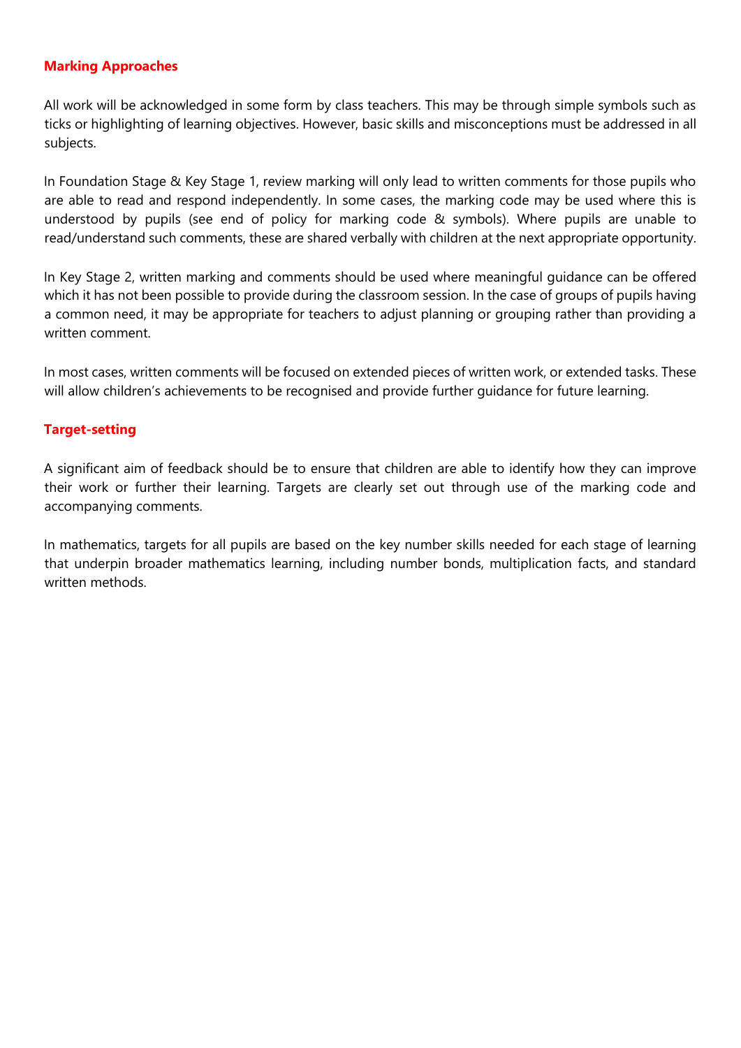## Marking Approaches

All work will be acknowledged in some form by class teachers. This may be through simple symbols such as ticks or highlighting of learning objectives. However, basic skills and misconceptions must be addressed in all subjects.

In Foundation Stage & Key Stage 1, review marking will only lead to written comments for those pupils who are able to read and respond independently. In some cases, the marking code may be used where this is understood by pupils (see end of policy for marking code & symbols). Where pupils are unable to read/understand such comments, these are shared verbally with children at the next appropriate opportunity.

In Key Stage 2, written marking and comments should be used where meaningful guidance can be offered which it has not been possible to provide during the classroom session. In the case of groups of pupils having a common need, it may be appropriate for teachers to adjust planning or grouping rather than providing a written comment.

In most cases, written comments will be focused on extended pieces of written work, or extended tasks. These will allow children's achievements to be recognised and provide further guidance for future learning.

## Target-setting

A significant aim of feedback should be to ensure that children are able to identify how they can improve their work or further their learning. Targets are clearly set out through use of the marking code and accompanying comments.

In mathematics, targets for all pupils are based on the key number skills needed for each stage of learning that underpin broader mathematics learning, including number bonds, multiplication facts, and standard written methods.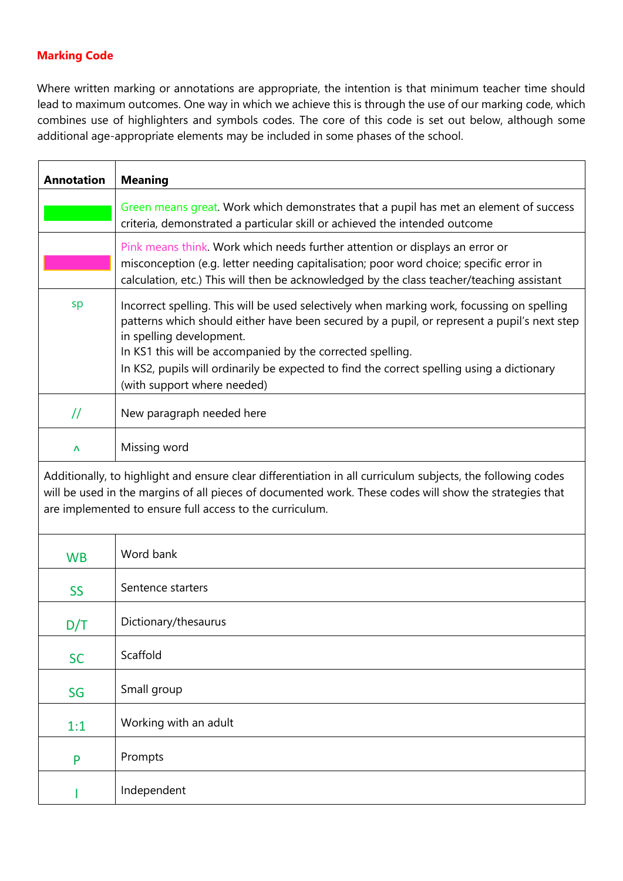## Marking Code

Where written marking or annotations are appropriate, the intention is that minimum teacher time should lead to maximum outcomes. One way in which we achieve this is through the use of our marking code, which combines use of highlighters and symbols codes. The core of this code is set out below, although some additional age-appropriate elements may be included in some phases of the school.

| Annotation | Meaning |
|---|---|
| (green highlight) | Green means great. Work which demonstrates that a pupil has met an element of success criteria, demonstrated a particular skill or achieved the intended outcome |
| (pink highlight) | Pink means think. Work which needs further attention or displays an error or misconception (e.g. letter needing capitalisation; poor word choice; specific error in calculation, etc.) This will then be acknowledged by the class teacher/teaching assistant |
| sp | Incorrect spelling. This will be used selectively when marking work, focussing on spelling patterns which should either have been secured by a pupil, or represent a pupil's next step in spelling development.<br>In KS1 this will be accompanied by the corrected spelling.<br>In KS2, pupils will ordinarily be expected to find the correct spelling using a dictionary (with support where needed) |
| // | New paragraph needed here |
| ^ | Missing word |
| Additionally, to highlight and ensure clear differentiation in all curriculum subjects, the following codes will be used in the margins of all pieces of documented work. These codes will show the strategies that are implemented to ensure full access to the curriculum. | |
| WB | Word bank |
| SS | Sentence starters |
| D/T | Dictionary/thesaurus |
| SC | Scaffold |
| SG | Small group |
| 1:1 | Working with an adult |
| P | Prompts |
| I | Independent |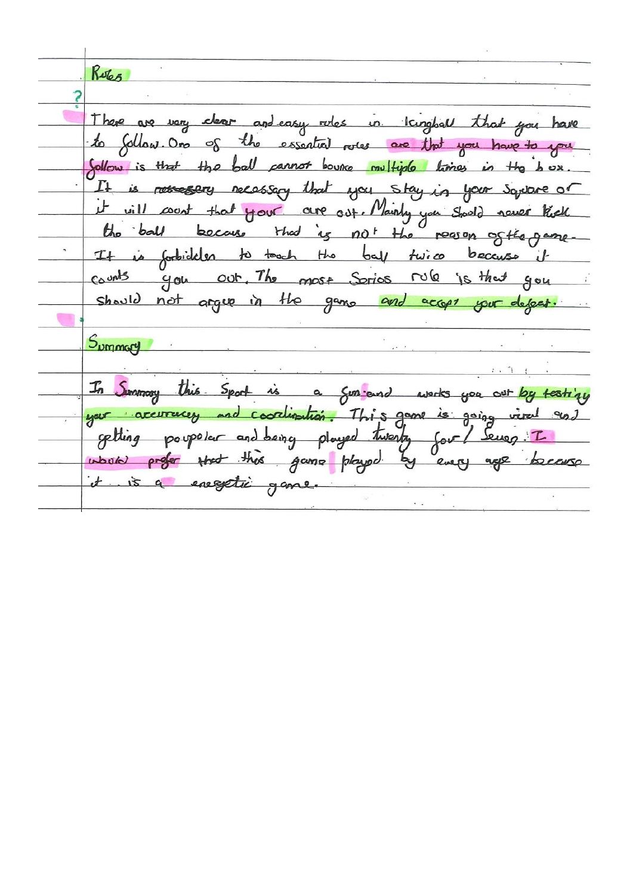## Rules

?

There are very clear and easy rules in kingball that you have to follow. One of the essential rules are that you have to you follow is that the ball cannot bounce multiple times in the box. It is ~~nessesary~~ necessary that you stay in your Square or it will count that your are out. Mainly you should never kick the ball because that is not the reason of the game. It is forbidden to touch the ball twice because it counts you out. The most Serios rule is that you should not argue in the game and accept your defeat.

## Summary

In Summary this Sport is a fun and works you out by testing your accuracey and coordination. This game is going viral and getting popular and being played twenty four / Seven. I would prefer that this game played by every age because it is a energetic game.